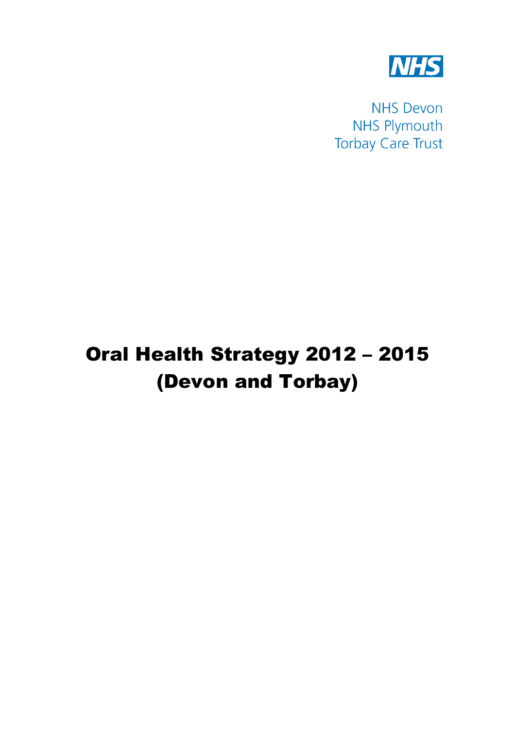NHS

NHS Devon
NHS Plymouth
Torbay Care Trust

# Oral Health Strategy 2012 – 2015 (Devon and Torbay)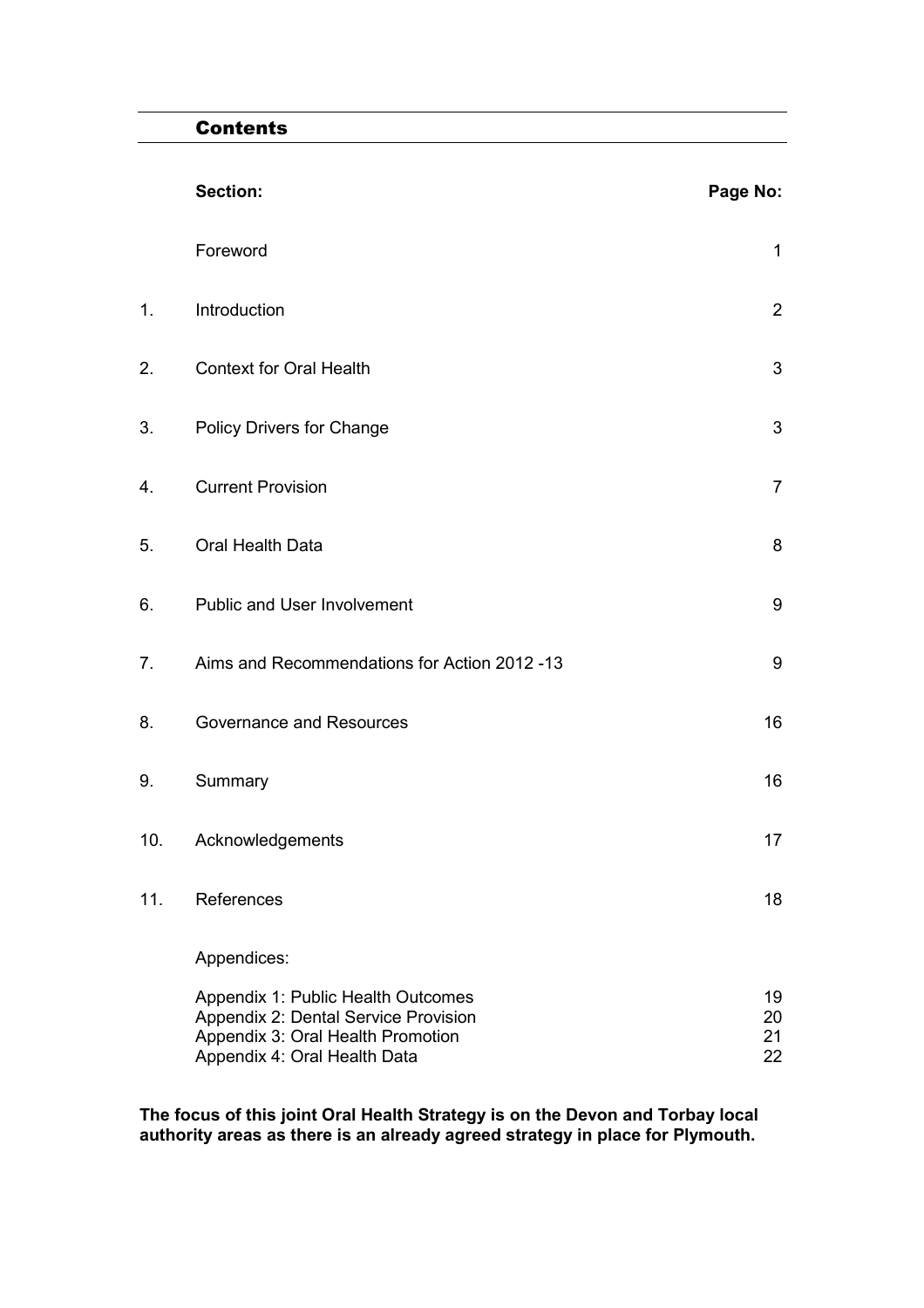## Contents

| | Section: | Page No: |
|---|---|---|
| | Foreword | 1 |
| 1. | Introduction | 2 |
| 2. | Context for Oral Health | 3 |
| 3. | Policy Drivers for Change | 3 |
| 4. | Current Provision | 7 |
| 5. | Oral Health Data | 8 |
| 6. | Public and User Involvement | 9 |
| 7. | Aims and Recommendations for Action 2012 -13 | 9 |
| 8. | Governance and Resources | 16 |
| 9. | Summary | 16 |
| 10. | Acknowledgements | 17 |
| 11. | References | 18 |
| | Appendices: | |
| | Appendix 1: Public Health Outcomes | 19 |
| | Appendix 2: Dental Service Provision | 20 |
| | Appendix 3: Oral Health Promotion | 21 |
| | Appendix 4: Oral Health Data | 22 |

**The focus of this joint Oral Health Strategy is on the Devon and Torbay local authority areas as there is an already agreed strategy in place for Plymouth.**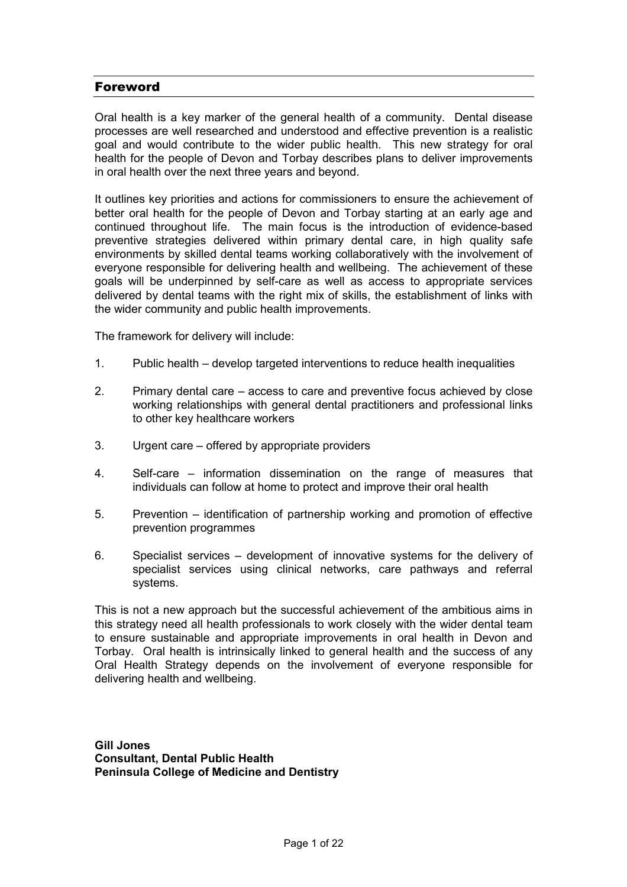## Foreword

Oral health is a key marker of the general health of a community. Dental disease processes are well researched and understood and effective prevention is a realistic goal and would contribute to the wider public health. This new strategy for oral health for the people of Devon and Torbay describes plans to deliver improvements in oral health over the next three years and beyond.

It outlines key priorities and actions for commissioners to ensure the achievement of better oral health for the people of Devon and Torbay starting at an early age and continued throughout life. The main focus is the introduction of evidence-based preventive strategies delivered within primary dental care, in high quality safe environments by skilled dental teams working collaboratively with the involvement of everyone responsible for delivering health and wellbeing. The achievement of these goals will be underpinned by self-care as well as access to appropriate services delivered by dental teams with the right mix of skills, the establishment of links with the wider community and public health improvements.

The framework for delivery will include:

1. Public health – develop targeted interventions to reduce health inequalities
2. Primary dental care – access to care and preventive focus achieved by close working relationships with general dental practitioners and professional links to other key healthcare workers
3. Urgent care – offered by appropriate providers
4. Self-care – information dissemination on the range of measures that individuals can follow at home to protect and improve their oral health
5. Prevention – identification of partnership working and promotion of effective prevention programmes
6. Specialist services – development of innovative systems for the delivery of specialist services using clinical networks, care pathways and referral systems.

This is not a new approach but the successful achievement of the ambitious aims in this strategy need all health professionals to work closely with the wider dental team to ensure sustainable and appropriate improvements in oral health in Devon and Torbay. Oral health is intrinsically linked to general health and the success of any Oral Health Strategy depends on the involvement of everyone responsible for delivering health and wellbeing.

**Gill Jones**
**Consultant, Dental Public Health**
**Peninsula College of Medicine and Dentistry**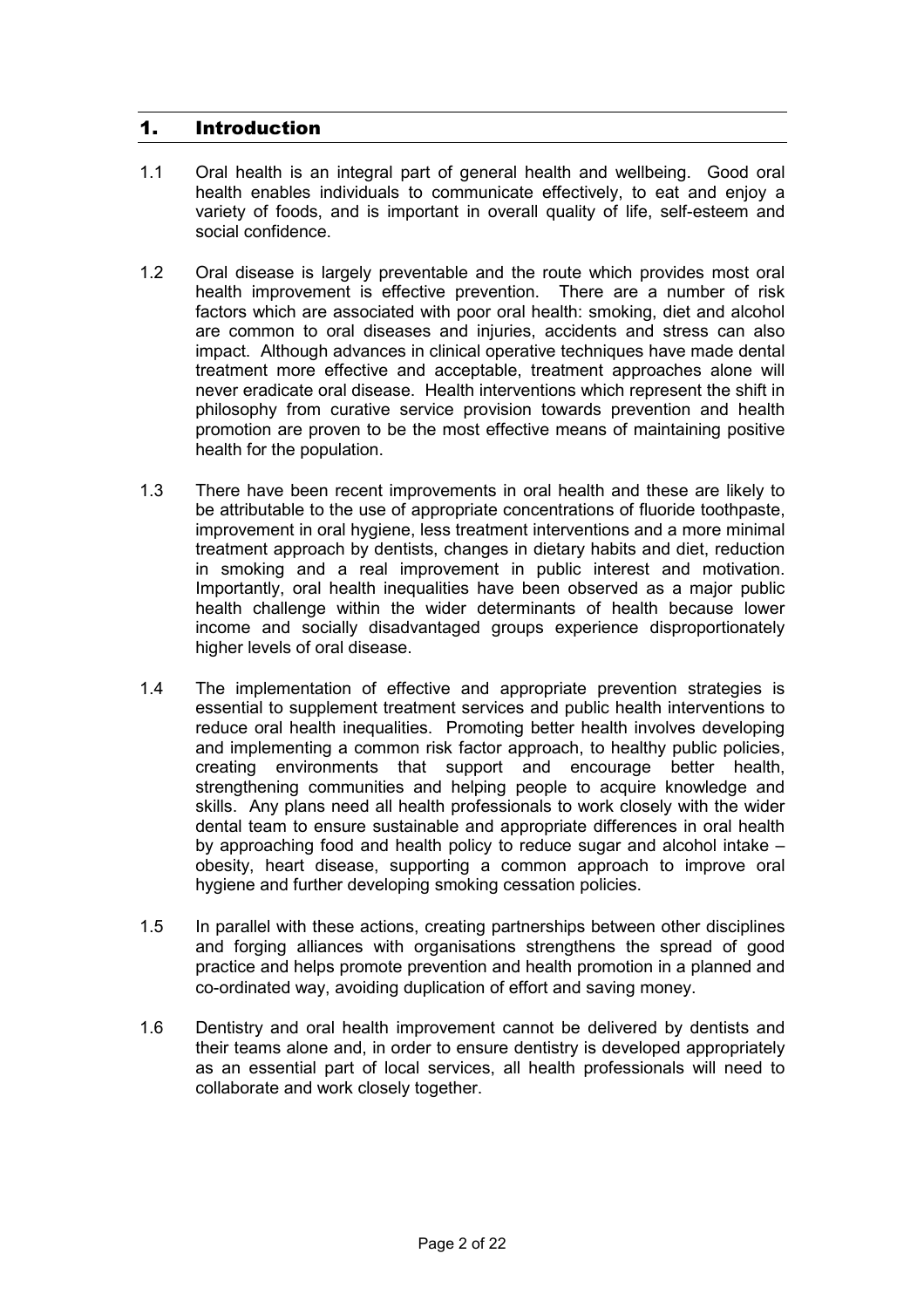## 1. Introduction

1.1 Oral health is an integral part of general health and wellbeing. Good oral health enables individuals to communicate effectively, to eat and enjoy a variety of foods, and is important in overall quality of life, self-esteem and social confidence.

1.2 Oral disease is largely preventable and the route which provides most oral health improvement is effective prevention. There are a number of risk factors which are associated with poor oral health: smoking, diet and alcohol are common to oral diseases and injuries, accidents and stress can also impact. Although advances in clinical operative techniques have made dental treatment more effective and acceptable, treatment approaches alone will never eradicate oral disease. Health interventions which represent the shift in philosophy from curative service provision towards prevention and health promotion are proven to be the most effective means of maintaining positive health for the population.

1.3 There have been recent improvements in oral health and these are likely to be attributable to the use of appropriate concentrations of fluoride toothpaste, improvement in oral hygiene, less treatment interventions and a more minimal treatment approach by dentists, changes in dietary habits and diet, reduction in smoking and a real improvement in public interest and motivation. Importantly, oral health inequalities have been observed as a major public health challenge within the wider determinants of health because lower income and socially disadvantaged groups experience disproportionately higher levels of oral disease.

1.4 The implementation of effective and appropriate prevention strategies is essential to supplement treatment services and public health interventions to reduce oral health inequalities. Promoting better health involves developing and implementing a common risk factor approach, to healthy public policies, creating environments that support and encourage better health, strengthening communities and helping people to acquire knowledge and skills. Any plans need all health professionals to work closely with the wider dental team to ensure sustainable and appropriate differences in oral health by approaching food and health policy to reduce sugar and alcohol intake – obesity, heart disease, supporting a common approach to improve oral hygiene and further developing smoking cessation policies.

1.5 In parallel with these actions, creating partnerships between other disciplines and forging alliances with organisations strengthens the spread of good practice and helps promote prevention and health promotion in a planned and co-ordinated way, avoiding duplication of effort and saving money.

1.6 Dentistry and oral health improvement cannot be delivered by dentists and their teams alone and, in order to ensure dentistry is developed appropriately as an essential part of local services, all health professionals will need to collaborate and work closely together.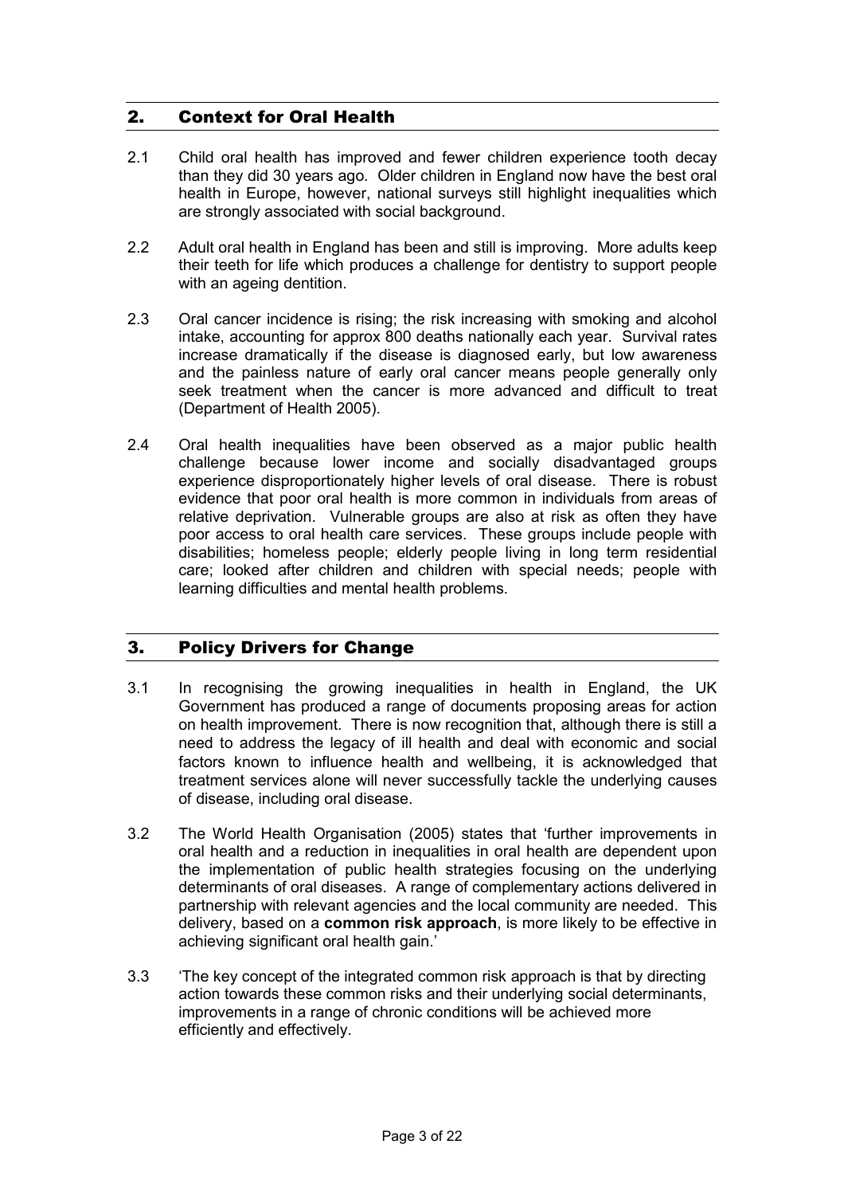## 2. Context for Oral Health

2.1 Child oral health has improved and fewer children experience tooth decay than they did 30 years ago. Older children in England now have the best oral health in Europe, however, national surveys still highlight inequalities which are strongly associated with social background.

2.2 Adult oral health in England has been and still is improving. More adults keep their teeth for life which produces a challenge for dentistry to support people with an ageing dentition.

2.3 Oral cancer incidence is rising; the risk increasing with smoking and alcohol intake, accounting for approx 800 deaths nationally each year. Survival rates increase dramatically if the disease is diagnosed early, but low awareness and the painless nature of early oral cancer means people generally only seek treatment when the cancer is more advanced and difficult to treat (Department of Health 2005).

2.4 Oral health inequalities have been observed as a major public health challenge because lower income and socially disadvantaged groups experience disproportionately higher levels of oral disease. There is robust evidence that poor oral health is more common in individuals from areas of relative deprivation. Vulnerable groups are also at risk as often they have poor access to oral health care services. These groups include people with disabilities; homeless people; elderly people living in long term residential care; looked after children and children with special needs; people with learning difficulties and mental health problems.

## 3. Policy Drivers for Change

3.1 In recognising the growing inequalities in health in England, the UK Government has produced a range of documents proposing areas for action on health improvement. There is now recognition that, although there is still a need to address the legacy of ill health and deal with economic and social factors known to influence health and wellbeing, it is acknowledged that treatment services alone will never successfully tackle the underlying causes of disease, including oral disease.

3.2 The World Health Organisation (2005) states that 'further improvements in oral health and a reduction in inequalities in oral health are dependent upon the implementation of public health strategies focusing on the underlying determinants of oral diseases. A range of complementary actions delivered in partnership with relevant agencies and the local community are needed. This delivery, based on a **common risk approach**, is more likely to be effective in achieving significant oral health gain.'

3.3 'The key concept of the integrated common risk approach is that by directing action towards these common risks and their underlying social determinants, improvements in a range of chronic conditions will be achieved more efficiently and effectively.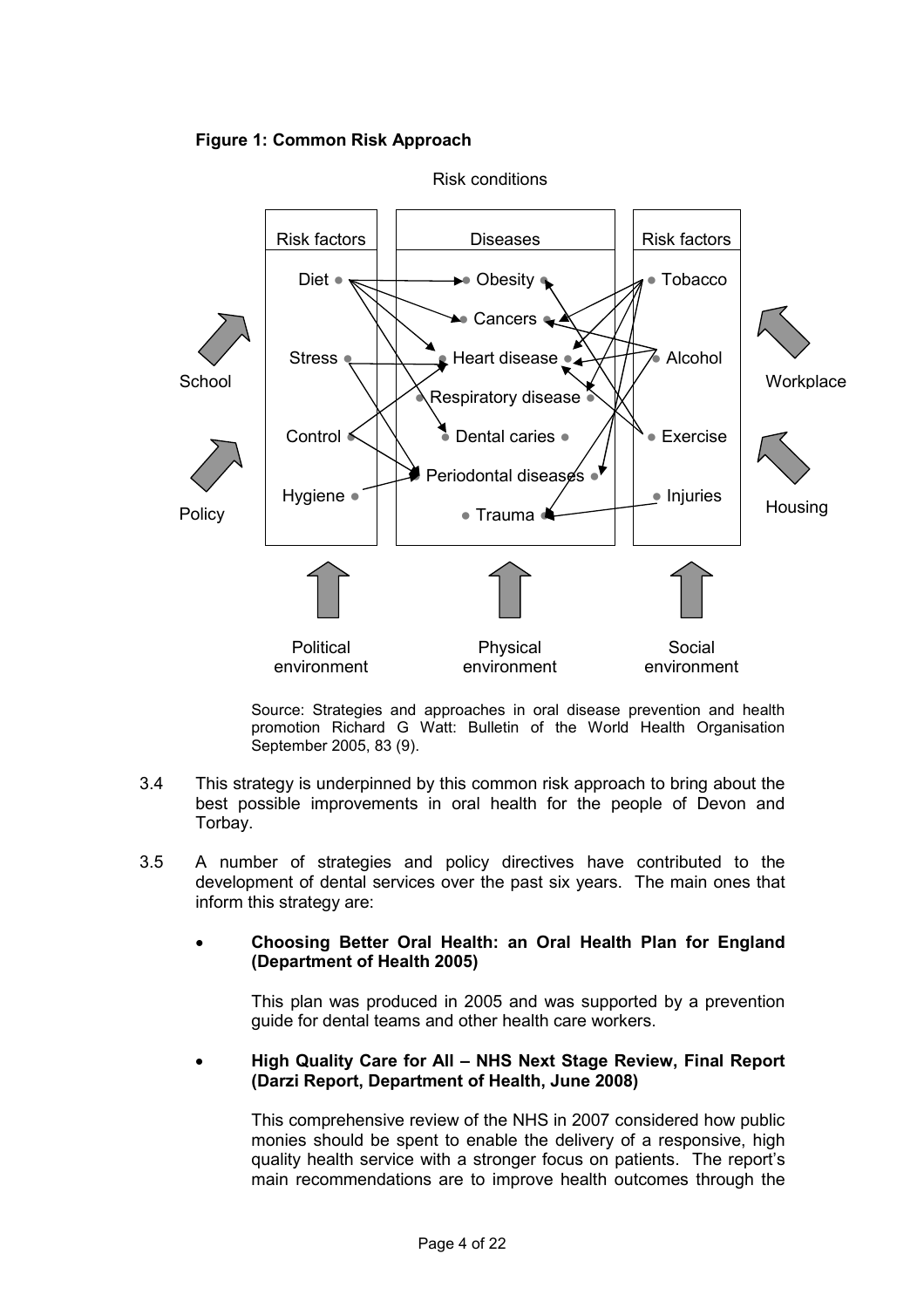**Figure 1: Common Risk Approach**

Risk conditions

| Risk factors | Diseases | Risk factors |
| --- | --- | --- |
| Diet | Obesity | Tobacco |
| Stress | Cancers | Alcohol |
| Control | Heart disease | Exercise |
| Hygiene | Respiratory disease | Injuries |
| | Dental caries | |
| | Periodontal diseases | |
| | Trauma | |

School

Policy

Workplace

Housing

Political environment

Physical environment

Social environment

Source: Strategies and approaches in oral disease prevention and health promotion Richard G Watt: Bulletin of the World Health Organisation September 2005, 83 (9).

3.4 This strategy is underpinned by this common risk approach to bring about the best possible improvements in oral health for the people of Devon and Torbay.

3.5 A number of strategies and policy directives have contributed to the development of dental services over the past six years. The main ones that inform this strategy are:

- **Choosing Better Oral Health: an Oral Health Plan for England (Department of Health 2005)**

  This plan was produced in 2005 and was supported by a prevention guide for dental teams and other health care workers.

- **High Quality Care for All – NHS Next Stage Review, Final Report (Darzi Report, Department of Health, June 2008)**

  This comprehensive review of the NHS in 2007 considered how public monies should be spent to enable the delivery of a responsive, high quality health service with a stronger focus on patients. The report's main recommendations are to improve health outcomes through the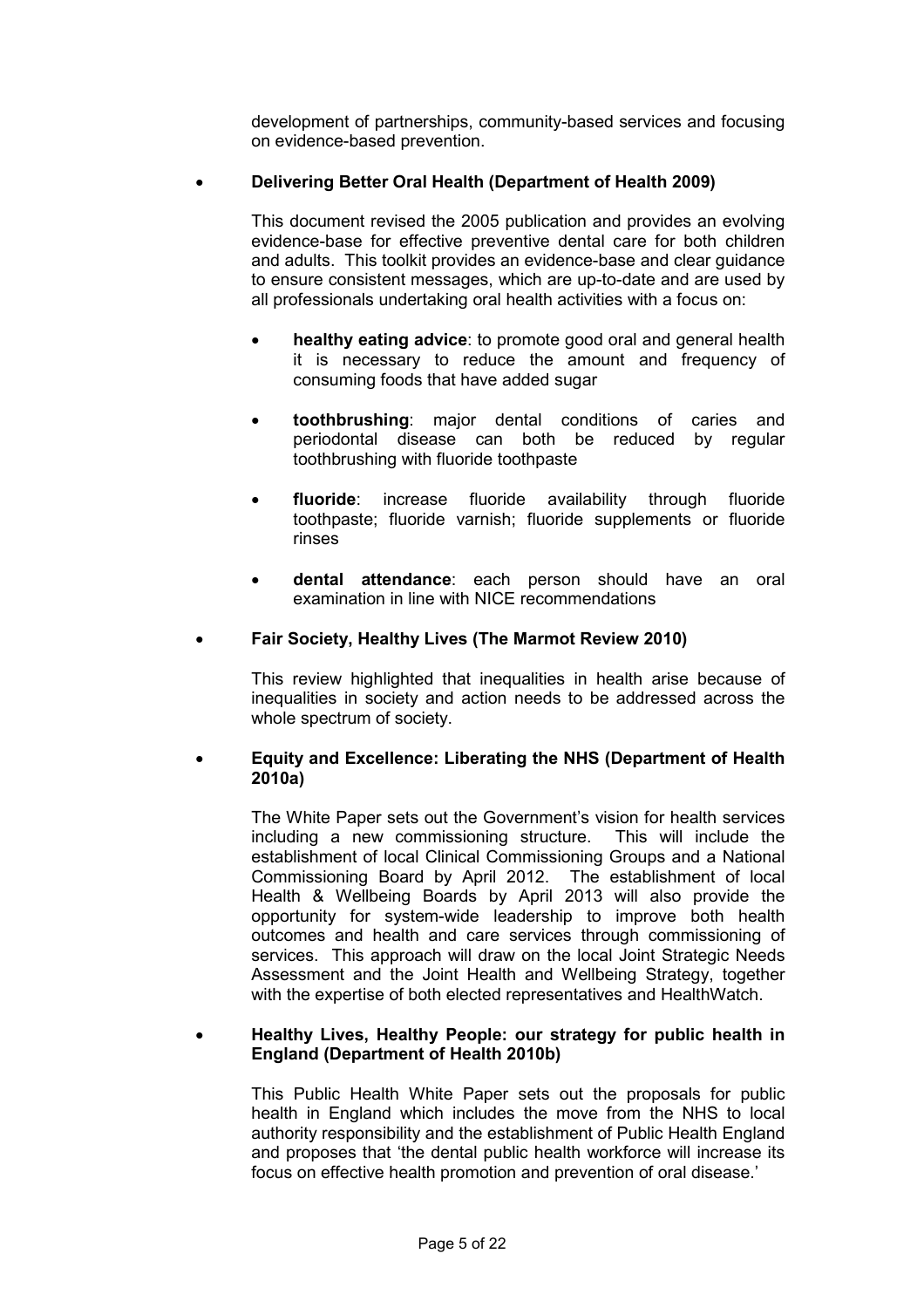development of partnerships, community-based services and focusing on evidence-based prevention.

- **Delivering Better Oral Health (Department of Health 2009)**

  This document revised the 2005 publication and provides an evolving evidence-base for effective preventive dental care for both children and adults. This toolkit provides an evidence-base and clear guidance to ensure consistent messages, which are up-to-date and are used by all professionals undertaking oral health activities with a focus on:

  - **healthy eating advice**: to promote good oral and general health it is necessary to reduce the amount and frequency of consuming foods that have added sugar

  - **toothbrushing**: major dental conditions of caries and periodontal disease can both be reduced by regular toothbrushing with fluoride toothpaste

  - **fluoride**: increase fluoride availability through fluoride toothpaste; fluoride varnish; fluoride supplements or fluoride rinses

  - **dental attendance**: each person should have an oral examination in line with NICE recommendations

- **Fair Society, Healthy Lives (The Marmot Review 2010)**

  This review highlighted that inequalities in health arise because of inequalities in society and action needs to be addressed across the whole spectrum of society.

- **Equity and Excellence: Liberating the NHS (Department of Health 2010a)**

  The White Paper sets out the Government's vision for health services including a new commissioning structure. This will include the establishment of local Clinical Commissioning Groups and a National Commissioning Board by April 2012. The establishment of local Health & Wellbeing Boards by April 2013 will also provide the opportunity for system-wide leadership to improve both health outcomes and health and care services through commissioning of services. This approach will draw on the local Joint Strategic Needs Assessment and the Joint Health and Wellbeing Strategy, together with the expertise of both elected representatives and HealthWatch.

- **Healthy Lives, Healthy People: our strategy for public health in England (Department of Health 2010b)**

  This Public Health White Paper sets out the proposals for public health in England which includes the move from the NHS to local authority responsibility and the establishment of Public Health England and proposes that 'the dental public health workforce will increase its focus on effective health promotion and prevention of oral disease.'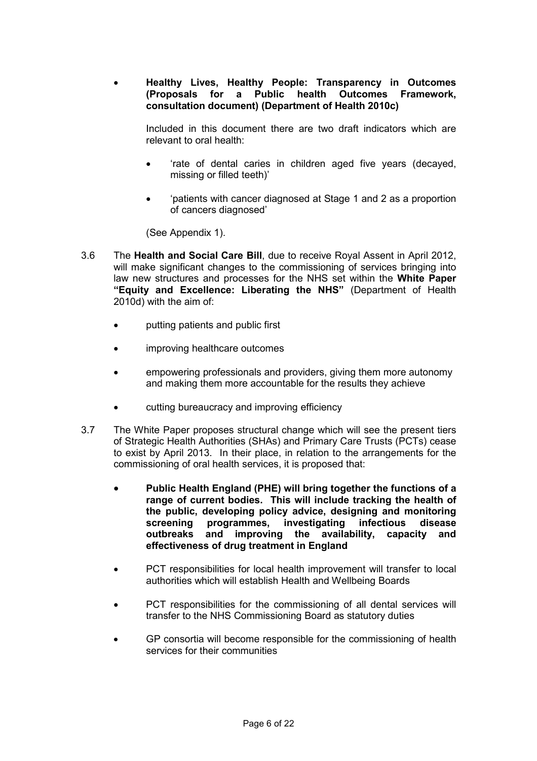- **Healthy Lives, Healthy People: Transparency in Outcomes (Proposals for a Public health Outcomes Framework, consultation document) (Department of Health 2010c)**

  Included in this document there are two draft indicators which are relevant to oral health:

  - 'rate of dental caries in children aged five years (decayed, missing or filled teeth)'
  - 'patients with cancer diagnosed at Stage 1 and 2 as a proportion of cancers diagnosed'

  (See Appendix 1).

3.6 The **Health and Social Care Bill**, due to receive Royal Assent in April 2012, will make significant changes to the commissioning of services bringing into law new structures and processes for the NHS set within the **White Paper "Equity and Excellence: Liberating the NHS"** (Department of Health 2010d) with the aim of:

- putting patients and public first
- improving healthcare outcomes
- empowering professionals and providers, giving them more autonomy and making them more accountable for the results they achieve
- cutting bureaucracy and improving efficiency

3.7 The White Paper proposes structural change which will see the present tiers of Strategic Health Authorities (SHAs) and Primary Care Trusts (PCTs) cease to exist by April 2013. In their place, in relation to the arrangements for the commissioning of oral health services, it is proposed that:

- **Public Health England (PHE) will bring together the functions of a range of current bodies. This will include tracking the health of the public, developing policy advice, designing and monitoring screening programmes, investigating infectious disease outbreaks and improving the availability, capacity and effectiveness of drug treatment in England**
- PCT responsibilities for local health improvement will transfer to local authorities which will establish Health and Wellbeing Boards
- PCT responsibilities for the commissioning of all dental services will transfer to the NHS Commissioning Board as statutory duties
- GP consortia will become responsible for the commissioning of health services for their communities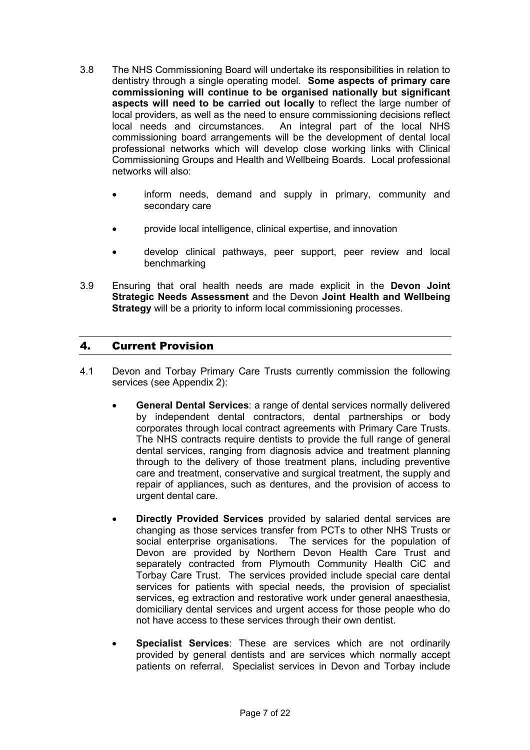3.8 The NHS Commissioning Board will undertake its responsibilities in relation to dentistry through a single operating model. **Some aspects of primary care commissioning will continue to be organised nationally but significant aspects will need to be carried out locally** to reflect the large number of local providers, as well as the need to ensure commissioning decisions reflect local needs and circumstances. An integral part of the local NHS commissioning board arrangements will be the development of dental local professional networks which will develop close working links with Clinical Commissioning Groups and Health and Wellbeing Boards. Local professional networks will also:

- inform needs, demand and supply in primary, community and secondary care
- provide local intelligence, clinical expertise, and innovation
- develop clinical pathways, peer support, peer review and local benchmarking

3.9 Ensuring that oral health needs are made explicit in the **Devon Joint Strategic Needs Assessment** and the Devon **Joint Health and Wellbeing Strategy** will be a priority to inform local commissioning processes.

## 4. Current Provision

4.1 Devon and Torbay Primary Care Trusts currently commission the following services (see Appendix 2):

- **General Dental Services**: a range of dental services normally delivered by independent dental contractors, dental partnerships or body corporates through local contract agreements with Primary Care Trusts. The NHS contracts require dentists to provide the full range of general dental services, ranging from diagnosis advice and treatment planning through to the delivery of those treatment plans, including preventive care and treatment, conservative and surgical treatment, the supply and repair of appliances, such as dentures, and the provision of access to urgent dental care.
- **Directly Provided Services** provided by salaried dental services are changing as those services transfer from PCTs to other NHS Trusts or social enterprise organisations. The services for the population of Devon are provided by Northern Devon Health Care Trust and separately contracted from Plymouth Community Health CiC and Torbay Care Trust. The services provided include special care dental services for patients with special needs, the provision of specialist services, eg extraction and restorative work under general anaesthesia, domiciliary dental services and urgent access for those people who do not have access to these services through their own dentist.
- **Specialist Services**: These are services which are not ordinarily provided by general dentists and are services which normally accept patients on referral. Specialist services in Devon and Torbay include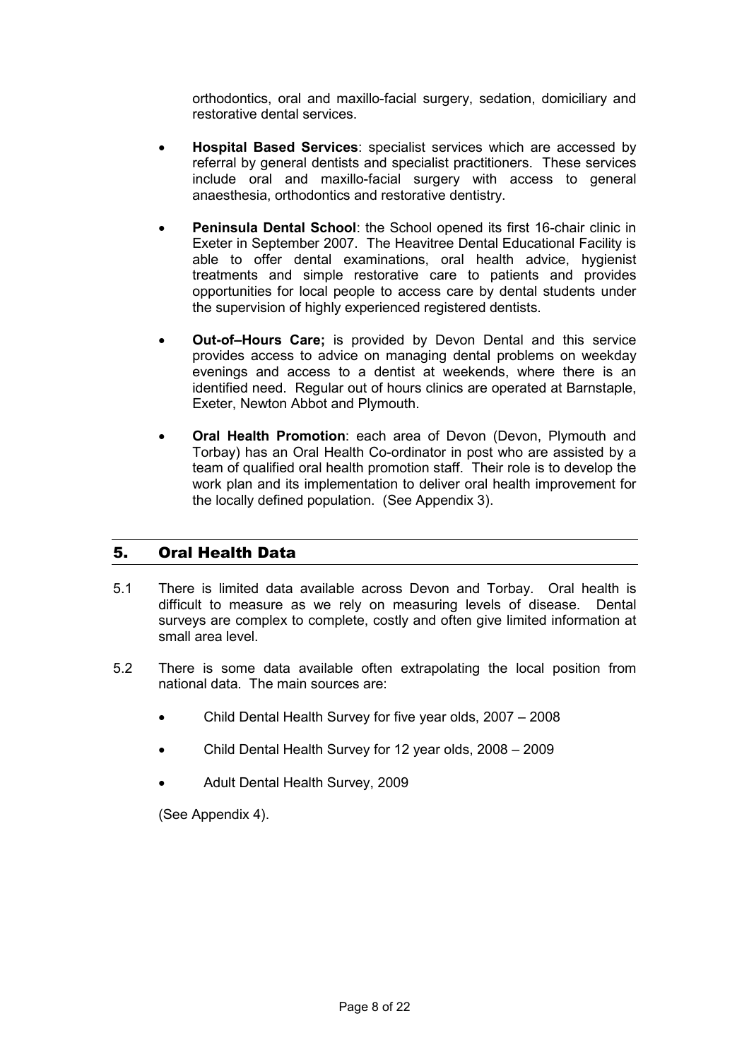orthodontics, oral and maxillo-facial surgery, sedation, domiciliary and restorative dental services.

- **Hospital Based Services**: specialist services which are accessed by referral by general dentists and specialist practitioners. These services include oral and maxillo-facial surgery with access to general anaesthesia, orthodontics and restorative dentistry.

- **Peninsula Dental School**: the School opened its first 16-chair clinic in Exeter in September 2007. The Heavitree Dental Educational Facility is able to offer dental examinations, oral health advice, hygienist treatments and simple restorative care to patients and provides opportunities for local people to access care by dental students under the supervision of highly experienced registered dentists.

- **Out-of–Hours Care;** is provided by Devon Dental and this service provides access to advice on managing dental problems on weekday evenings and access to a dentist at weekends, where there is an identified need. Regular out of hours clinics are operated at Barnstaple, Exeter, Newton Abbot and Plymouth.

- **Oral Health Promotion**: each area of Devon (Devon, Plymouth and Torbay) has an Oral Health Co-ordinator in post who are assisted by a team of qualified oral health promotion staff. Their role is to develop the work plan and its implementation to deliver oral health improvement for the locally defined population. (See Appendix 3).

## 5. Oral Health Data

5.1 There is limited data available across Devon and Torbay. Oral health is difficult to measure as we rely on measuring levels of disease. Dental surveys are complex to complete, costly and often give limited information at small area level.

5.2 There is some data available often extrapolating the local position from national data. The main sources are:

- Child Dental Health Survey for five year olds, 2007 – 2008
- Child Dental Health Survey for 12 year olds, 2008 – 2009
- Adult Dental Health Survey, 2009

(See Appendix 4).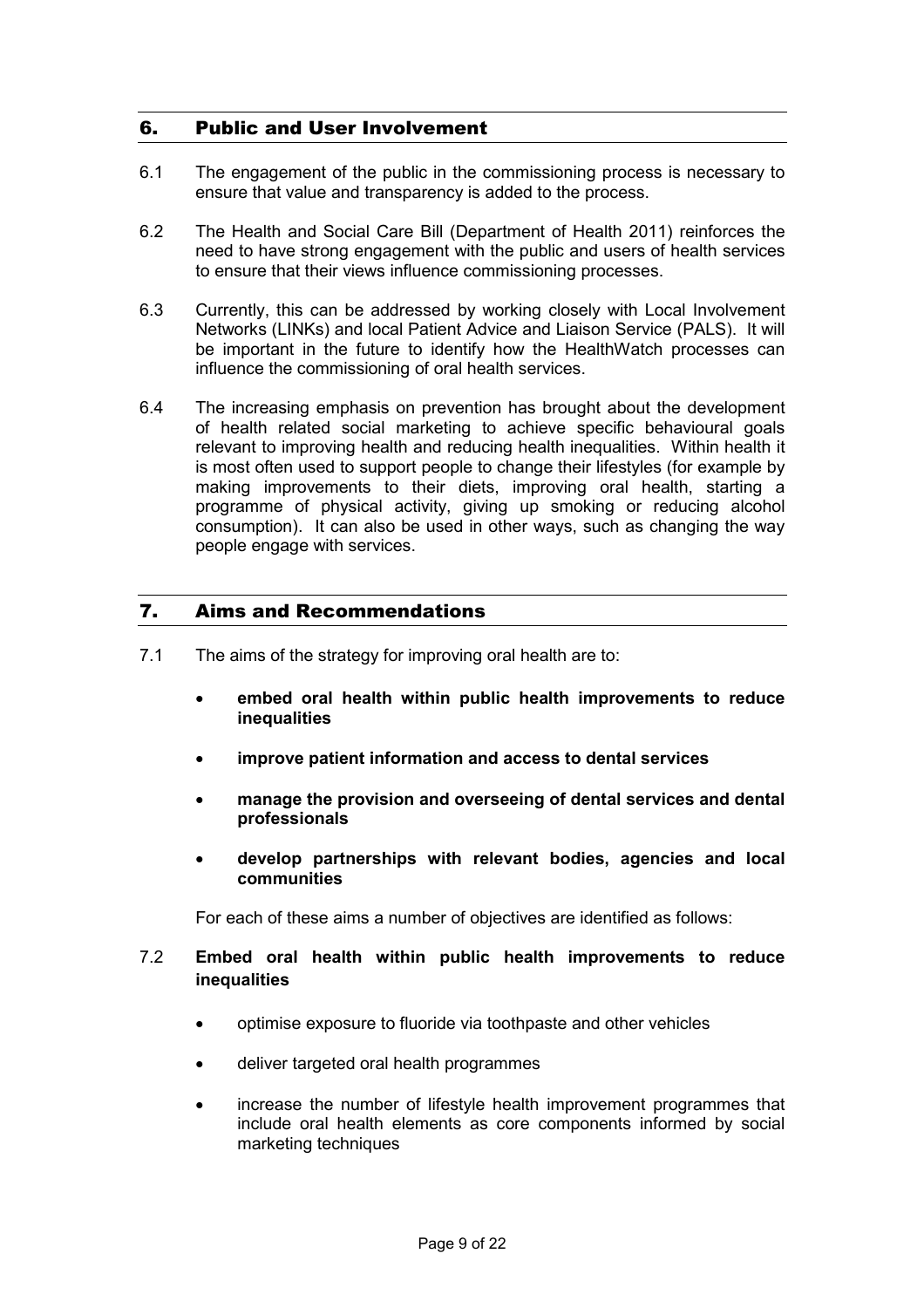## 6. Public and User Involvement

6.1 The engagement of the public in the commissioning process is necessary to ensure that value and transparency is added to the process.

6.2 The Health and Social Care Bill (Department of Health 2011) reinforces the need to have strong engagement with the public and users of health services to ensure that their views influence commissioning processes.

6.3 Currently, this can be addressed by working closely with Local Involvement Networks (LINKs) and local Patient Advice and Liaison Service (PALS). It will be important in the future to identify how the HealthWatch processes can influence the commissioning of oral health services.

6.4 The increasing emphasis on prevention has brought about the development of health related social marketing to achieve specific behavioural goals relevant to improving health and reducing health inequalities. Within health it is most often used to support people to change their lifestyles (for example by making improvements to their diets, improving oral health, starting a programme of physical activity, giving up smoking or reducing alcohol consumption). It can also be used in other ways, such as changing the way people engage with services.

## 7. Aims and Recommendations

7.1 The aims of the strategy for improving oral health are to:

- **embed oral health within public health improvements to reduce inequalities**
- **improve patient information and access to dental services**
- **manage the provision and overseeing of dental services and dental professionals**
- **develop partnerships with relevant bodies, agencies and local communities**

For each of these aims a number of objectives are identified as follows:

7.2 **Embed oral health within public health improvements to reduce inequalities**

- optimise exposure to fluoride via toothpaste and other vehicles
- deliver targeted oral health programmes
- increase the number of lifestyle health improvement programmes that include oral health elements as core components informed by social marketing techniques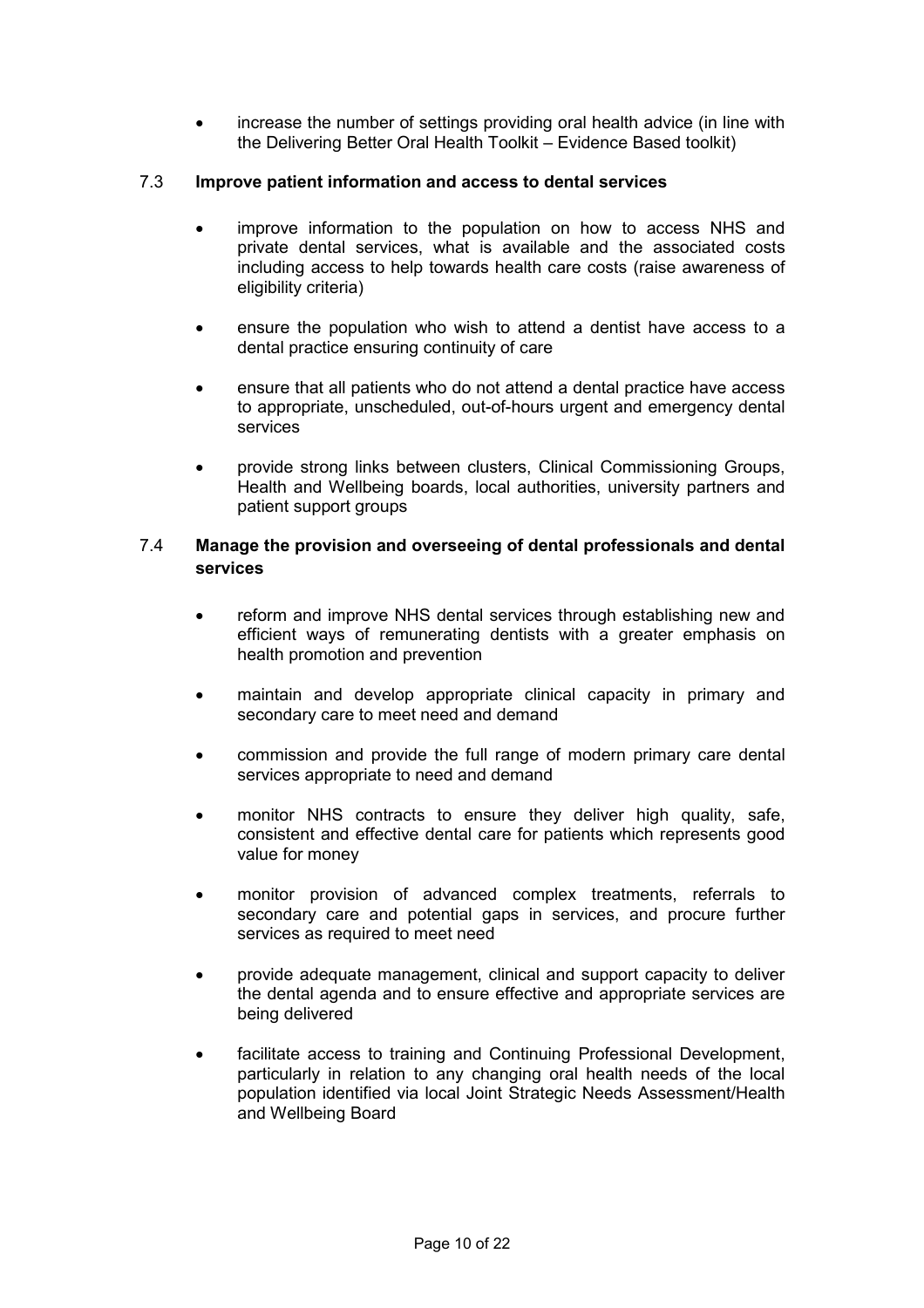- increase the number of settings providing oral health advice (in line with the Delivering Better Oral Health Toolkit – Evidence Based toolkit)

### 7.3 **Improve patient information and access to dental services**

- improve information to the population on how to access NHS and private dental services, what is available and the associated costs including access to help towards health care costs (raise awareness of eligibility criteria)
- ensure the population who wish to attend a dentist have access to a dental practice ensuring continuity of care
- ensure that all patients who do not attend a dental practice have access to appropriate, unscheduled, out-of-hours urgent and emergency dental services
- provide strong links between clusters, Clinical Commissioning Groups, Health and Wellbeing boards, local authorities, university partners and patient support groups

### 7.4 **Manage the provision and overseeing of dental professionals and dental services**

- reform and improve NHS dental services through establishing new and efficient ways of remunerating dentists with a greater emphasis on health promotion and prevention
- maintain and develop appropriate clinical capacity in primary and secondary care to meet need and demand
- commission and provide the full range of modern primary care dental services appropriate to need and demand
- monitor NHS contracts to ensure they deliver high quality, safe, consistent and effective dental care for patients which represents good value for money
- monitor provision of advanced complex treatments, referrals to secondary care and potential gaps in services, and procure further services as required to meet need
- provide adequate management, clinical and support capacity to deliver the dental agenda and to ensure effective and appropriate services are being delivered
- facilitate access to training and Continuing Professional Development, particularly in relation to any changing oral health needs of the local population identified via local Joint Strategic Needs Assessment/Health and Wellbeing Board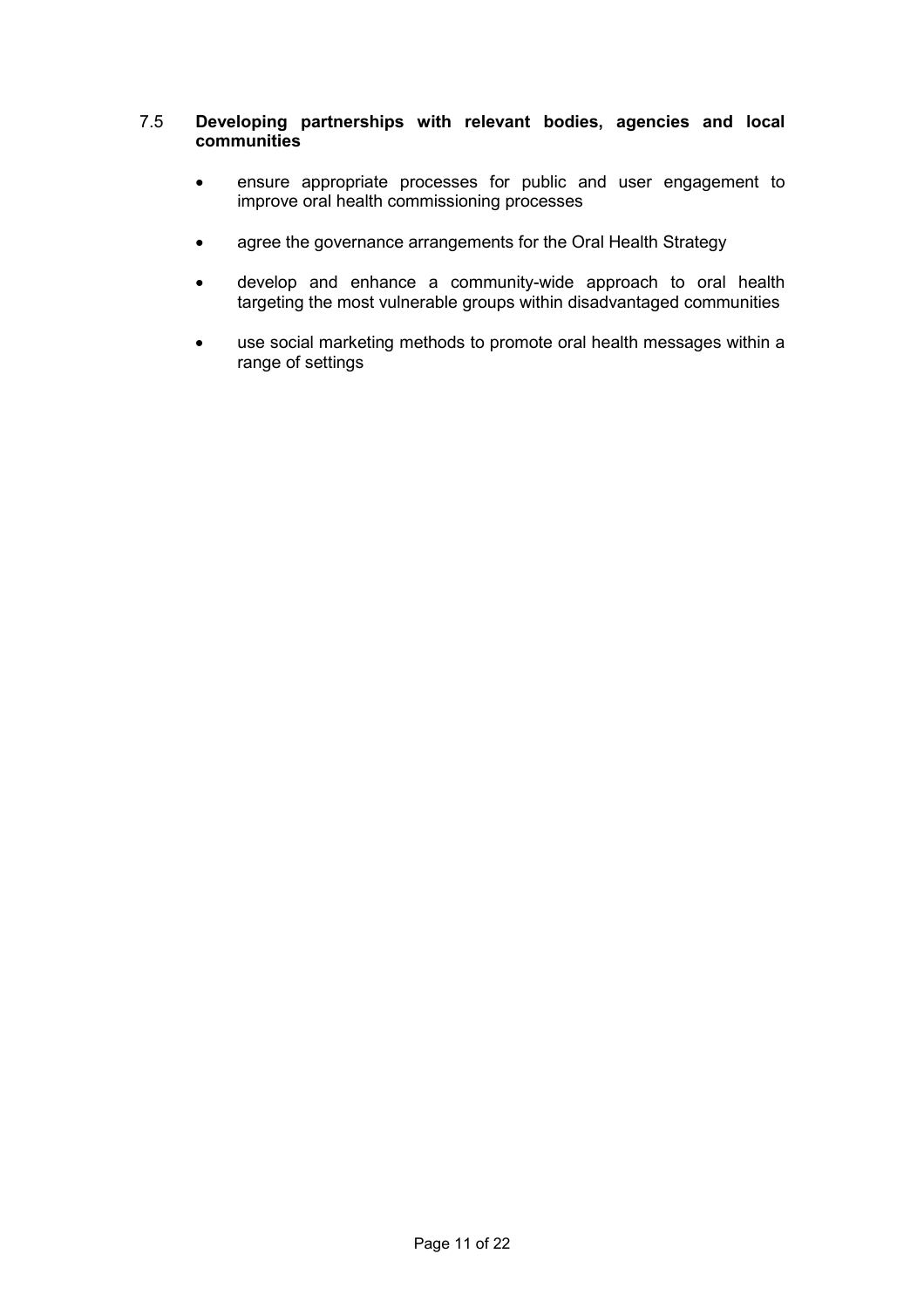### 7.5 **Developing partnerships with relevant bodies, agencies and local communities**

- ensure appropriate processes for public and user engagement to improve oral health commissioning processes
- agree the governance arrangements for the Oral Health Strategy
- develop and enhance a community-wide approach to oral health targeting the most vulnerable groups within disadvantaged communities
- use social marketing methods to promote oral health messages within a range of settings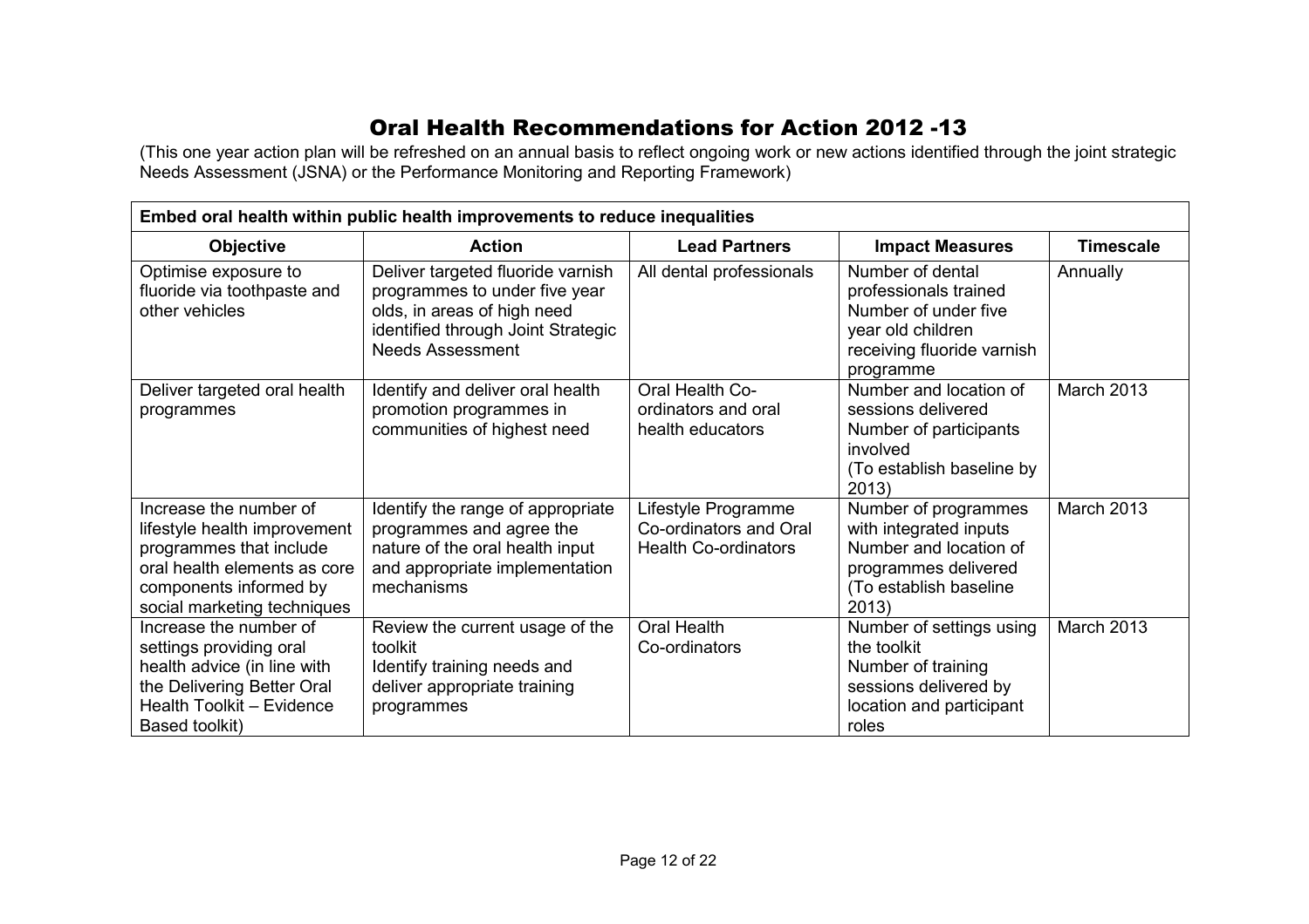# Oral Health Recommendations for Action 2012 -13

(This one year action plan will be refreshed on an annual basis to reflect ongoing work or new actions identified through the joint strategic Needs Assessment (JSNA) or the Performance Monitoring and Reporting Framework)

| Embed oral health within public health improvements to reduce inequalities | | | | |
|---|---|---|---|---|
| **Objective** | **Action** | **Lead Partners** | **Impact Measures** | **Timescale** |
| Optimise exposure to fluoride via toothpaste and other vehicles | Deliver targeted fluoride varnish programmes to under five year olds, in areas of high need identified through Joint Strategic Needs Assessment | All dental professionals | Number of dental professionals trained<br>Number of under five year old children receiving fluoride varnish programme | Annually |
| Deliver targeted oral health programmes | Identify and deliver oral health promotion programmes in communities of highest need | Oral Health Co-ordinators and oral health educators | Number and location of sessions delivered<br>Number of participants involved<br>(To establish baseline by 2013) | March 2013 |
| Increase the number of lifestyle health improvement programmes that include oral health elements as core components informed by social marketing techniques | Identify the range of appropriate programmes and agree the nature of the oral health input and appropriate implementation mechanisms | Lifestyle Programme Co-ordinators and Oral Health Co-ordinators | Number of programmes with integrated inputs<br>Number and location of programmes delivered<br>(To establish baseline 2013) | March 2013 |
| Increase the number of settings providing oral health advice (in line with the Delivering Better Oral Health Toolkit – Evidence Based toolkit) | Review the current usage of the toolkit<br>Identify training needs and deliver appropriate training programmes | Oral Health Co-ordinators | Number of settings using the toolkit<br>Number of training sessions delivered by location and participant roles | March 2013 |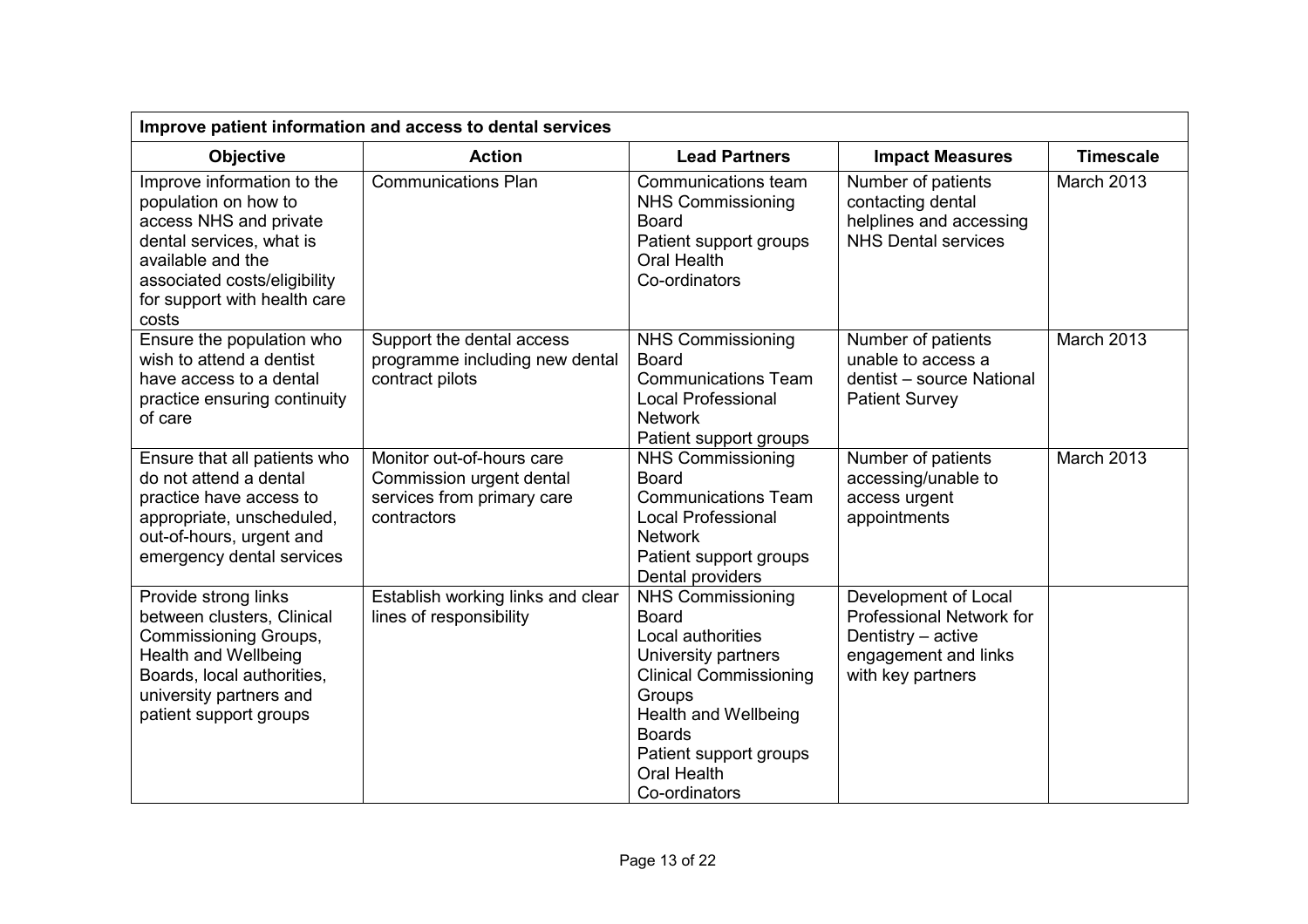| Improve patient information and access to dental services | | | | |
|---|---|---|---|---|
| **Objective** | **Action** | **Lead Partners** | **Impact Measures** | **Timescale** |
| Improve information to the population on how to access NHS and private dental services, what is available and the associated costs/eligibility for support with health care costs | Communications Plan | Communications team<br>NHS Commissioning Board<br>Patient support groups<br>Oral Health Co-ordinators | Number of patients contacting dental helplines and accessing NHS Dental services | March 2013 |
| Ensure the population who wish to attend a dentist have access to a dental practice ensuring continuity of care | Support the dental access programme including new dental contract pilots | NHS Commissioning Board<br>Communications Team<br>Local Professional Network<br>Patient support groups | Number of patients unable to access a dentist – source National Patient Survey | March 2013 |
| Ensure that all patients who do not attend a dental practice have access to appropriate, unscheduled, out-of-hours, urgent and emergency dental services | Monitor out-of-hours care<br>Commission urgent dental services from primary care contractors | NHS Commissioning Board<br>Communications Team<br>Local Professional Network<br>Patient support groups<br>Dental providers | Number of patients accessing/unable to access urgent appointments | March 2013 |
| Provide strong links between clusters, Clinical Commissioning Groups, Health and Wellbeing Boards, local authorities, university partners and patient support groups | Establish working links and clear lines of responsibility | NHS Commissioning Board<br>Local authorities<br>University partners<br>Clinical Commissioning Groups<br>Health and Wellbeing Boards<br>Patient support groups<br>Oral Health Co-ordinators | Development of Local Professional Network for Dentistry – active engagement and links with key partners | |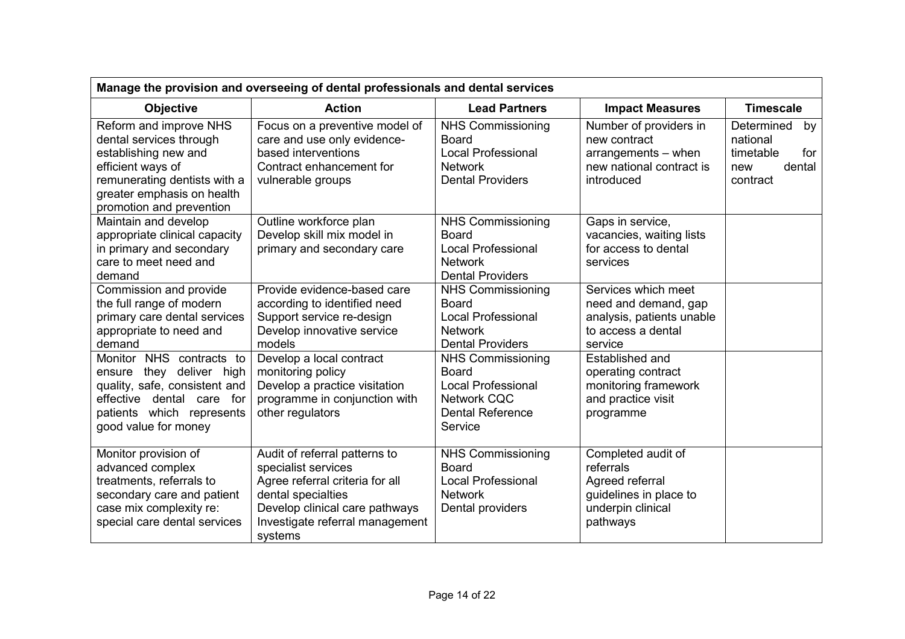| Manage the provision and overseeing of dental professionals and dental services | | | | |
|---|---|---|---|---|
| **Objective** | **Action** | **Lead Partners** | **Impact Measures** | **Timescale** |
| Reform and improve NHS dental services through establishing new and efficient ways of remunerating dentists with a greater emphasis on health promotion and prevention | Focus on a preventive model of care and use only evidence-based interventions<br>Contract enhancement for vulnerable groups | NHS Commissioning Board<br>Local Professional Network<br>Dental Providers | Number of providers in new contract arrangements – when new national contract is introduced | Determined by national timetable for new dental contract |
| Maintain and develop appropriate clinical capacity in primary and secondary care to meet need and demand | Outline workforce plan<br>Develop skill mix model in primary and secondary care | NHS Commissioning Board<br>Local Professional Network<br>Dental Providers | Gaps in service, vacancies, waiting lists for access to dental services | |
| Commission and provide the full range of modern primary care dental services appropriate to need and demand | Provide evidence-based care according to identified need<br>Support service re-design<br>Develop innovative service models | NHS Commissioning Board<br>Local Professional Network<br>Dental Providers | Services which meet need and demand, gap analysis, patients unable to access a dental service | |
| Monitor NHS contracts to ensure they deliver high quality, safe, consistent and effective dental care for patients which represents good value for money | Develop a local contract monitoring policy<br>Develop a practice visitation programme in conjunction with other regulators | NHS Commissioning Board<br>Local Professional Network CQC<br>Dental Reference Service | Established and operating contract monitoring framework and practice visit programme | |
| Monitor provision of advanced complex treatments, referrals to secondary care and patient case mix complexity re: special care dental services | Audit of referral patterns to specialist services<br>Agree referral criteria for all dental specialties<br>Develop clinical care pathways<br>Investigate referral management systems | NHS Commissioning Board<br>Local Professional Network<br>Dental providers | Completed audit of referrals<br>Agreed referral guidelines in place to underpin clinical pathways | |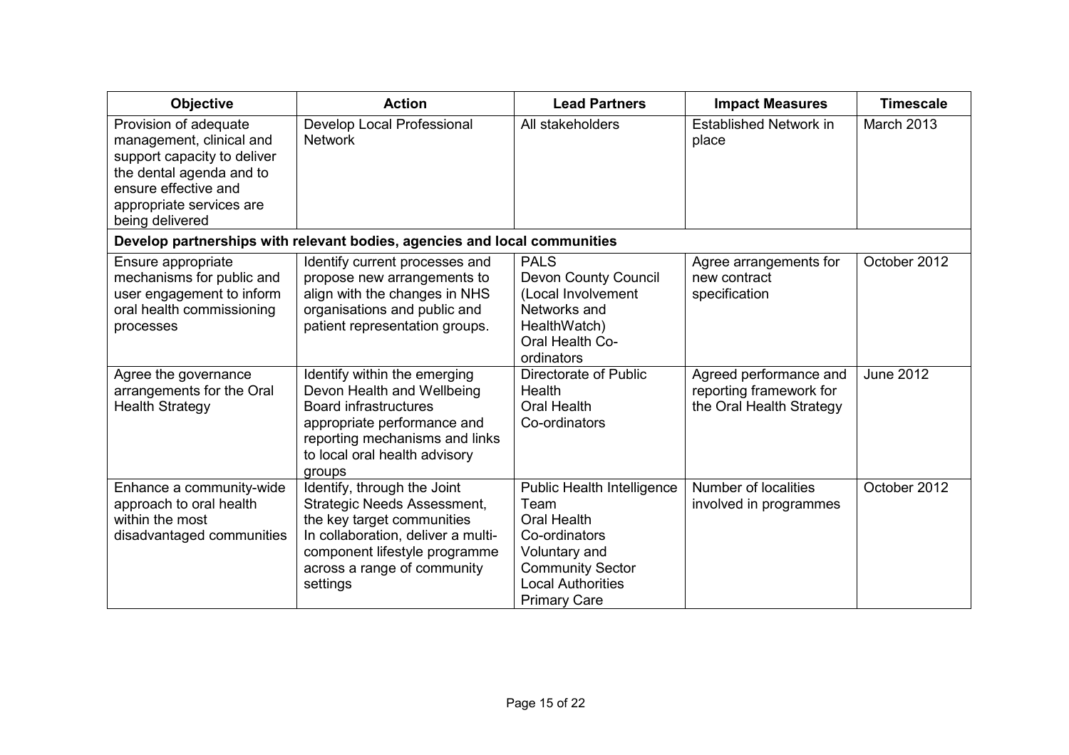| Objective | Action | Lead Partners | Impact Measures | Timescale |
| --- | --- | --- | --- | --- |
| Provision of adequate management, clinical and support capacity to deliver the dental agenda and to ensure effective and appropriate services are being delivered | Develop Local Professional Network | All stakeholders | Established Network in place | March 2013 |
| **Develop partnerships with relevant bodies, agencies and local communities** | | | | |
| Ensure appropriate mechanisms for public and user engagement to inform oral health commissioning processes | Identify current processes and propose new arrangements to align with the changes in NHS organisations and public and patient representation groups. | PALS<br>Devon County Council (Local Involvement Networks and HealthWatch)<br>Oral Health Co-ordinators | Agree arrangements for new contract specification | October 2012 |
| Agree the governance arrangements for the Oral Health Strategy | Identify within the emerging Devon Health and Wellbeing Board infrastructures appropriate performance and reporting mechanisms and links to local oral health advisory groups | Directorate of Public Health<br>Oral Health Co-ordinators | Agreed performance and reporting framework for the Oral Health Strategy | June 2012 |
| Enhance a community-wide approach to oral health within the most disadvantaged communities | Identify, through the Joint Strategic Needs Assessment, the key target communities<br>In collaboration, deliver a multi-component lifestyle programme across a range of community settings | Public Health Intelligence Team<br>Oral Health Co-ordinators<br>Voluntary and Community Sector<br>Local Authorities<br>Primary Care | Number of localities involved in programmes | October 2012 |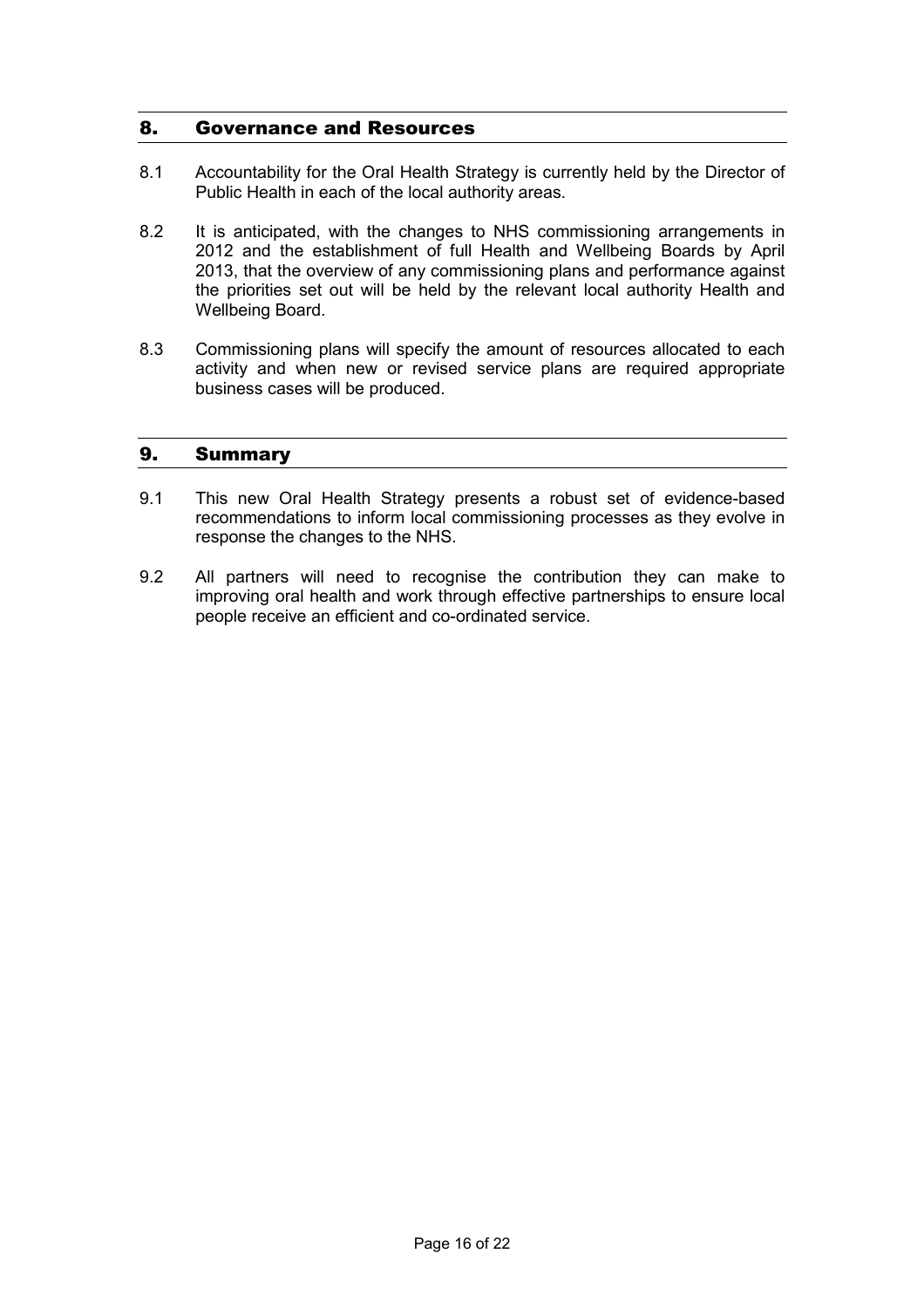## 8. Governance and Resources

8.1 Accountability for the Oral Health Strategy is currently held by the Director of Public Health in each of the local authority areas.

8.2 It is anticipated, with the changes to NHS commissioning arrangements in 2012 and the establishment of full Health and Wellbeing Boards by April 2013, that the overview of any commissioning plans and performance against the priorities set out will be held by the relevant local authority Health and Wellbeing Board.

8.3 Commissioning plans will specify the amount of resources allocated to each activity and when new or revised service plans are required appropriate business cases will be produced.

## 9. Summary

9.1 This new Oral Health Strategy presents a robust set of evidence-based recommendations to inform local commissioning processes as they evolve in response the changes to the NHS.

9.2 All partners will need to recognise the contribution they can make to improving oral health and work through effective partnerships to ensure local people receive an efficient and co-ordinated service.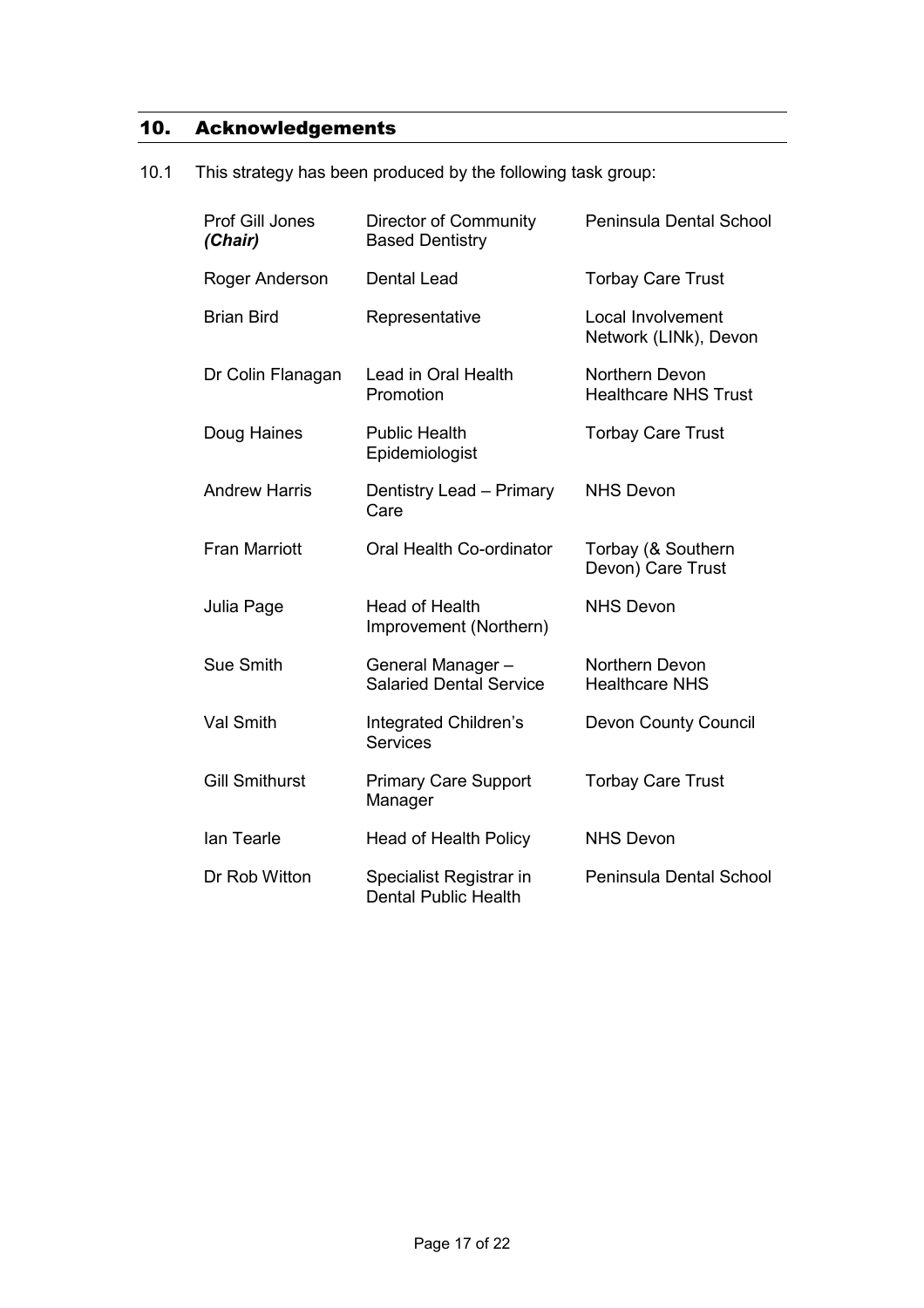## 10. Acknowledgements

10.1 This strategy has been produced by the following task group:

| | | |
|---|---|---|
| Prof Gill Jones ***(Chair)*** | Director of Community Based Dentistry | Peninsula Dental School |
| Roger Anderson | Dental Lead | Torbay Care Trust |
| Brian Bird | Representative | Local Involvement Network (LINk), Devon |
| Dr Colin Flanagan | Lead in Oral Health Promotion | Northern Devon Healthcare NHS Trust |
| Doug Haines | Public Health Epidemiologist | Torbay Care Trust |
| Andrew Harris | Dentistry Lead – Primary Care | NHS Devon |
| Fran Marriott | Oral Health Co-ordinator | Torbay (& Southern Devon) Care Trust |
| Julia Page | Head of Health Improvement (Northern) | NHS Devon |
| Sue Smith | General Manager – Salaried Dental Service | Northern Devon Healthcare NHS |
| Val Smith | Integrated Children's Services | Devon County Council |
| Gill Smithurst | Primary Care Support Manager | Torbay Care Trust |
| Ian Tearle | Head of Health Policy | NHS Devon |
| Dr Rob Witton | Specialist Registrar in Dental Public Health | Peninsula Dental School |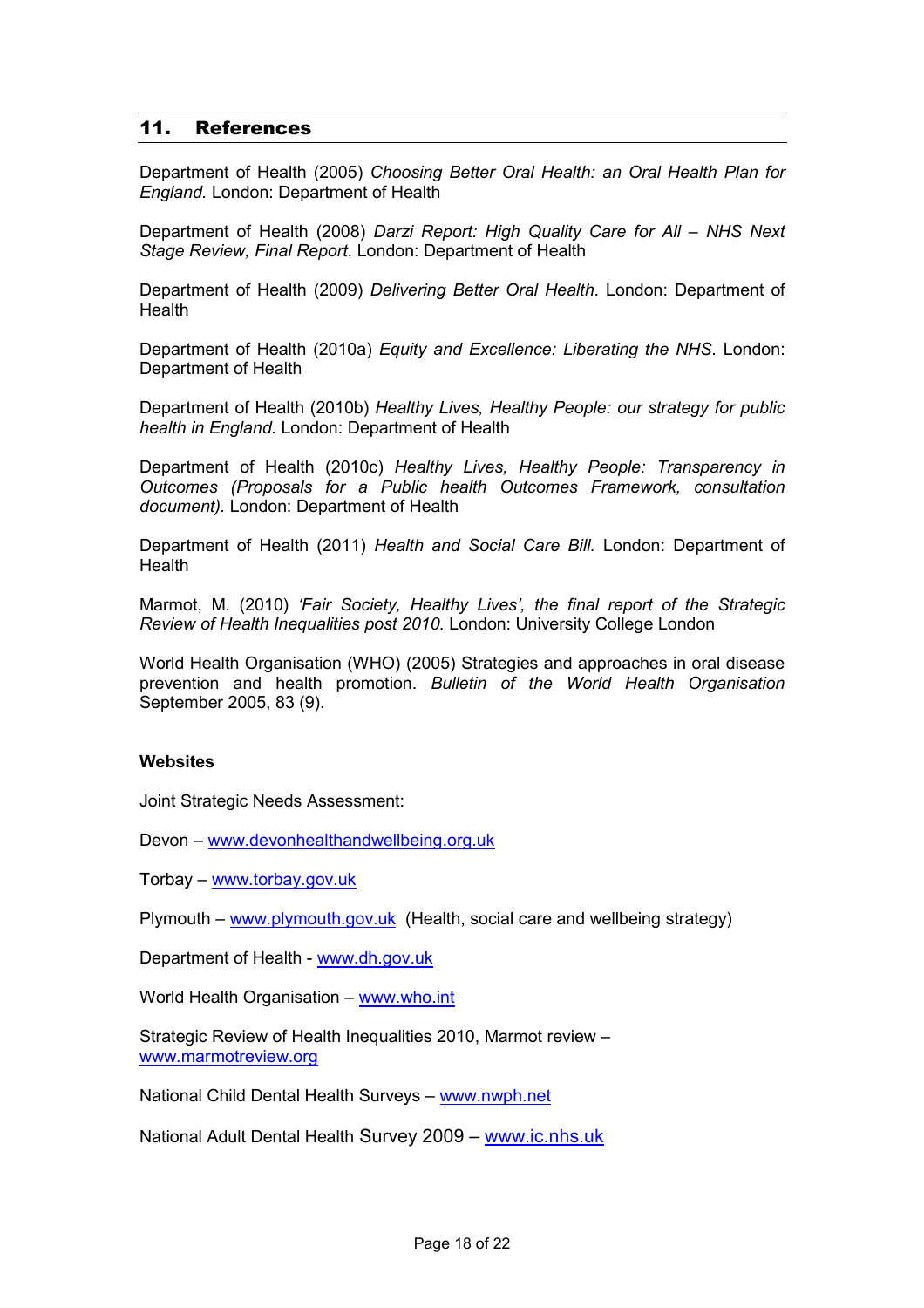## 11. References

Department of Health (2005) *Choosing Better Oral Health: an Oral Health Plan for England.* London: Department of Health

Department of Health (2008) *Darzi Report: High Quality Care for All – NHS Next Stage Review, Final Report*. London: Department of Health

Department of Health (2009) *Delivering Better Oral Health*. London: Department of Health

Department of Health (2010a) *Equity and Excellence: Liberating the NHS*. London: Department of Health

Department of Health (2010b) *Healthy Lives, Healthy People: our strategy for public health in England.* London: Department of Health

Department of Health (2010c) *Healthy Lives, Healthy People: Transparency in Outcomes (Proposals for a Public health Outcomes Framework, consultation document).* London: Department of Health

Department of Health (2011) *Health and Social Care Bill.* London: Department of Health

Marmot, M. (2010) *'Fair Society, Healthy Lives', the final report of the Strategic Review of Health Inequalities post 2010.* London: University College London

World Health Organisation (WHO) (2005) Strategies and approaches in oral disease prevention and health promotion. *Bulletin of the World Health Organisation* September 2005, 83 (9).

**Websites**

Joint Strategic Needs Assessment:

Devon – www.devonhealthandwellbeing.org.uk

Torbay – www.torbay.gov.uk

Plymouth – www.plymouth.gov.uk (Health, social care and wellbeing strategy)

Department of Health - www.dh.gov.uk

World Health Organisation – www.who.int

Strategic Review of Health Inequalities 2010, Marmot review – www.marmotreview.org

National Child Dental Health Surveys – www.nwph.net

National Adult Dental Health Survey 2009 – www.ic.nhs.uk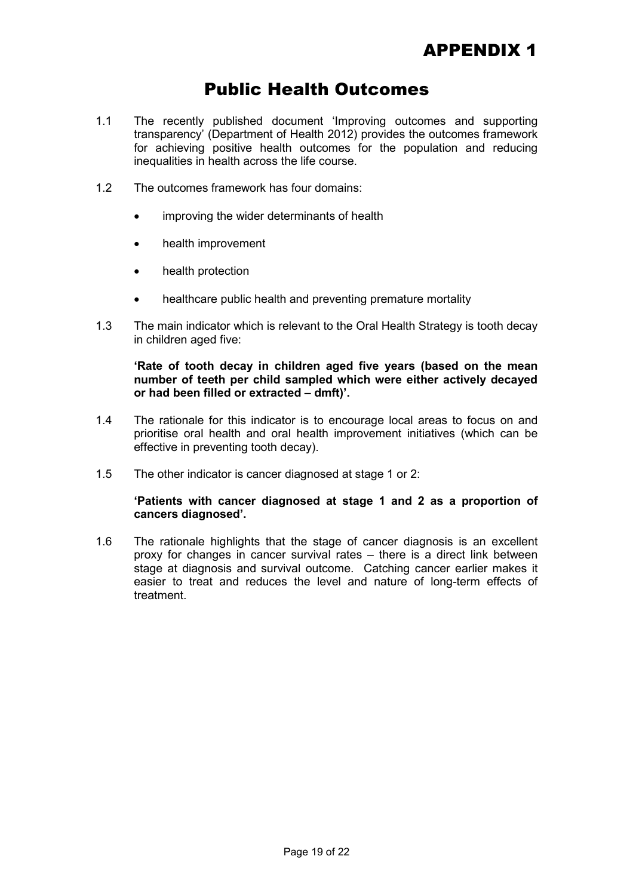# APPENDIX 1

## Public Health Outcomes

1.1 The recently published document 'Improving outcomes and supporting transparency' (Department of Health 2012) provides the outcomes framework for achieving positive health outcomes for the population and reducing inequalities in health across the life course.

1.2 The outcomes framework has four domains:

- improving the wider determinants of health
- health improvement
- health protection
- healthcare public health and preventing premature mortality

1.3 The main indicator which is relevant to the Oral Health Strategy is tooth decay in children aged five:

**'Rate of tooth decay in children aged five years (based on the mean number of teeth per child sampled which were either actively decayed or had been filled or extracted – dmft)'.**

1.4 The rationale for this indicator is to encourage local areas to focus on and prioritise oral health and oral health improvement initiatives (which can be effective in preventing tooth decay).

1.5 The other indicator is cancer diagnosed at stage 1 or 2:

**'Patients with cancer diagnosed at stage 1 and 2 as a proportion of cancers diagnosed'.**

1.6 The rationale highlights that the stage of cancer diagnosis is an excellent proxy for changes in cancer survival rates – there is a direct link between stage at diagnosis and survival outcome. Catching cancer earlier makes it easier to treat and reduces the level and nature of long-term effects of treatment.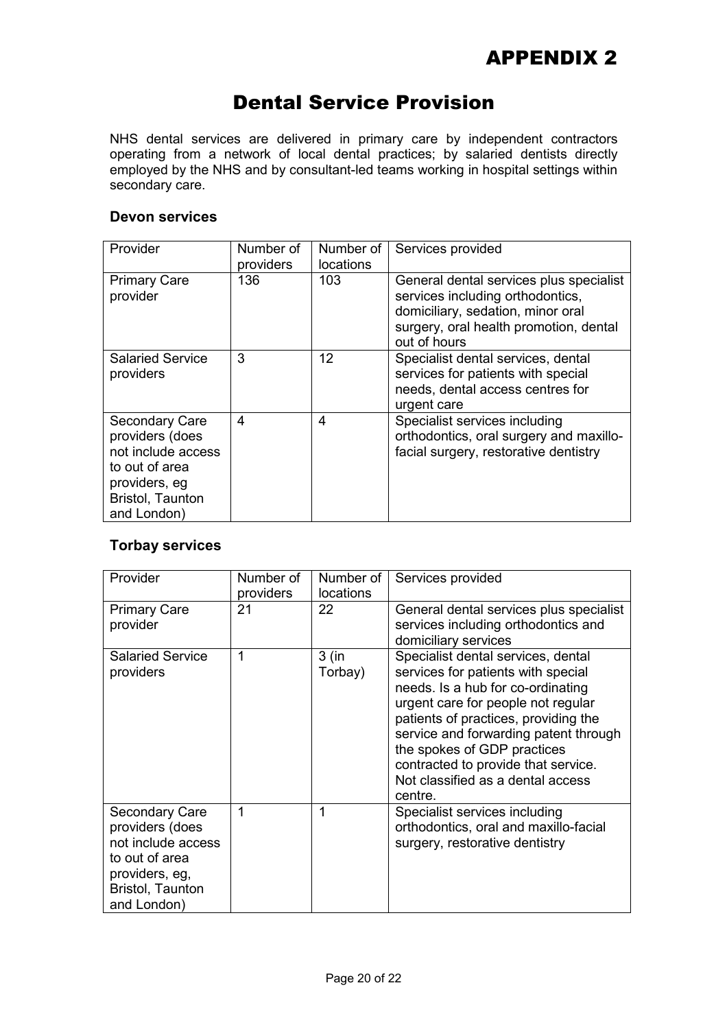# APPENDIX 2

## Dental Service Provision

NHS dental services are delivered in primary care by independent contractors operating from a network of local dental practices; by salaried dentists directly employed by the NHS and by consultant-led teams working in hospital settings within secondary care.

### Devon services

| Provider | Number of providers | Number of locations | Services provided |
|---|---|---|---|
| Primary Care provider | 136 | 103 | General dental services plus specialist services including orthodontics, domiciliary, sedation, minor oral surgery, oral health promotion, dental out of hours |
| Salaried Service providers | 3 | 12 | Specialist dental services, dental services for patients with special needs, dental access centres for urgent care |
| Secondary Care providers (does not include access to out of area providers, eg Bristol, Taunton and London) | 4 | 4 | Specialist services including orthodontics, oral surgery and maxillo-facial surgery, restorative dentistry |

### Torbay services

| Provider | Number of providers | Number of locations | Services provided |
|---|---|---|---|
| Primary Care provider | 21 | 22 | General dental services plus specialist services including orthodontics and domiciliary services |
| Salaried Service providers | 1 | 3 (in Torbay) | Specialist dental services, dental services for patients with special needs. Is a hub for co-ordinating urgent care for people not regular patients of practices, providing the service and forwarding patent through the spokes of GDP practices contracted to provide that service. Not classified as a dental access centre. |
| Secondary Care providers (does not include access to out of area providers, eg, Bristol, Taunton and London) | 1 | 1 | Specialist services including orthodontics, oral and maxillo-facial surgery, restorative dentistry |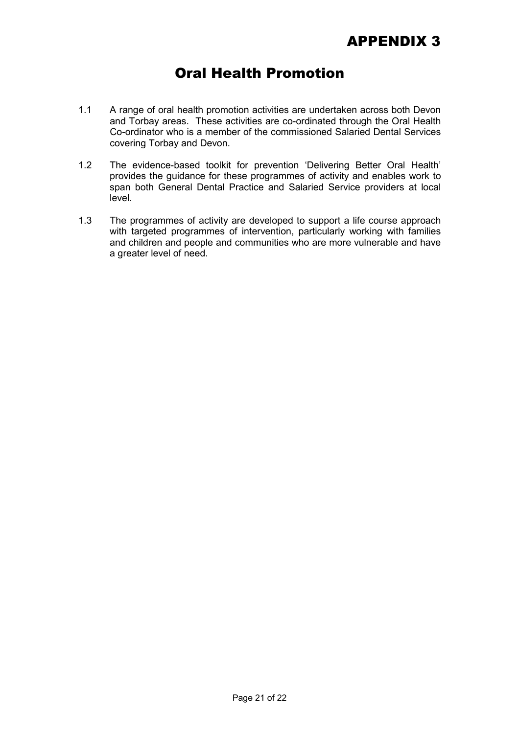# APPENDIX 3

## Oral Health Promotion

1.1 A range of oral health promotion activities are undertaken across both Devon and Torbay areas. These activities are co-ordinated through the Oral Health Co-ordinator who is a member of the commissioned Salaried Dental Services covering Torbay and Devon.

1.2 The evidence-based toolkit for prevention 'Delivering Better Oral Health' provides the guidance for these programmes of activity and enables work to span both General Dental Practice and Salaried Service providers at local level.

1.3 The programmes of activity are developed to support a life course approach with targeted programmes of intervention, particularly working with families and children and people and communities who are more vulnerable and have a greater level of need.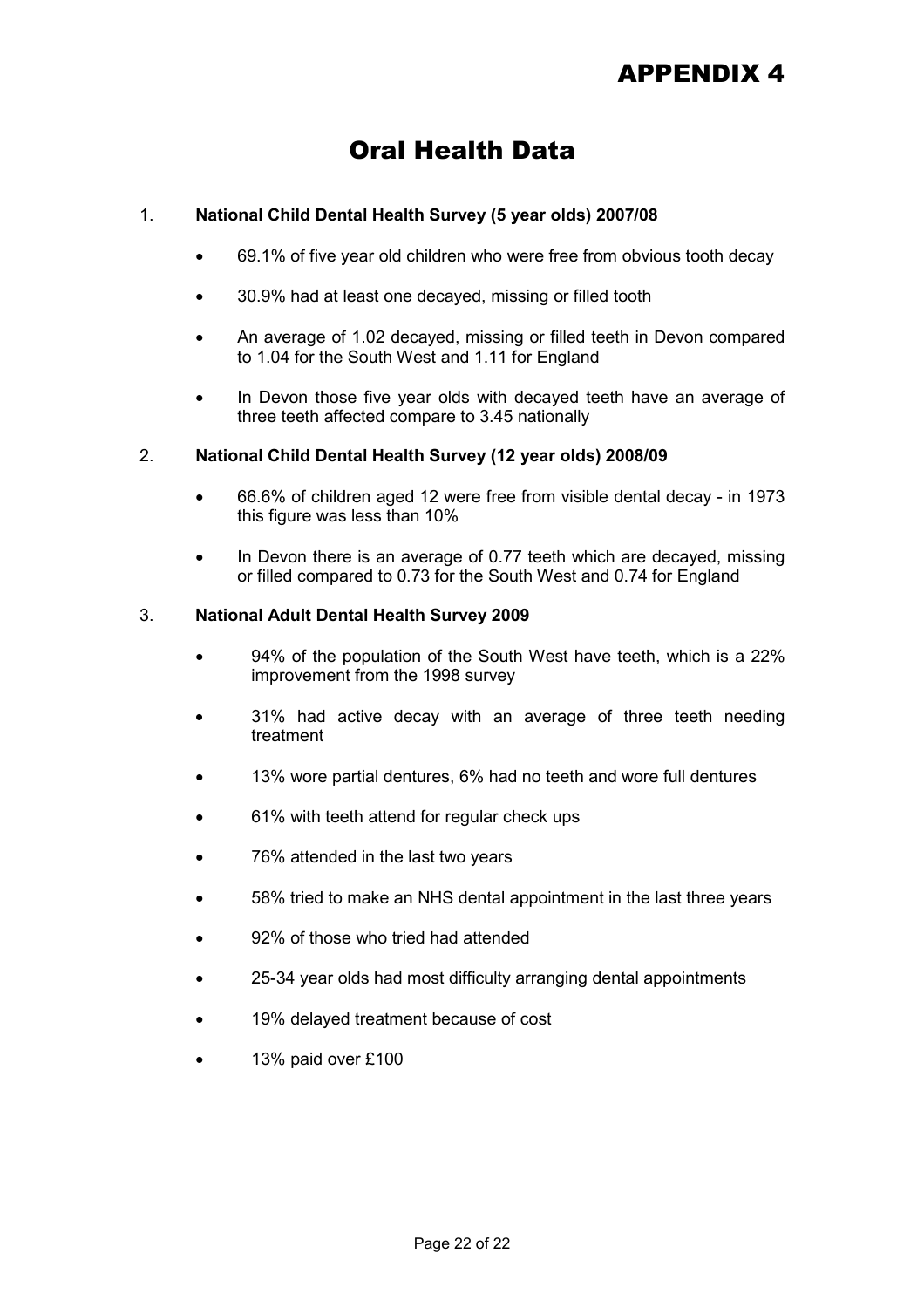# APPENDIX 4

## Oral Health Data

1. **National Child Dental Health Survey (5 year olds) 2007/08**

    - 69.1% of five year old children who were free from obvious tooth decay
    - 30.9% had at least one decayed, missing or filled tooth
    - An average of 1.02 decayed, missing or filled teeth in Devon compared to 1.04 for the South West and 1.11 for England
    - In Devon those five year olds with decayed teeth have an average of three teeth affected compare to 3.45 nationally

2. **National Child Dental Health Survey (12 year olds) 2008/09**

    - 66.6% of children aged 12 were free from visible dental decay - in 1973 this figure was less than 10%
    - In Devon there is an average of 0.77 teeth which are decayed, missing or filled compared to 0.73 for the South West and 0.74 for England

3. **National Adult Dental Health Survey 2009**

    - 94% of the population of the South West have teeth, which is a 22% improvement from the 1998 survey
    - 31% had active decay with an average of three teeth needing treatment
    - 13% wore partial dentures, 6% had no teeth and wore full dentures
    - 61% with teeth attend for regular check ups
    - 76% attended in the last two years
    - 58% tried to make an NHS dental appointment in the last three years
    - 92% of those who tried had attended
    - 25-34 year olds had most difficulty arranging dental appointments
    - 19% delayed treatment because of cost
    - 13% paid over £100